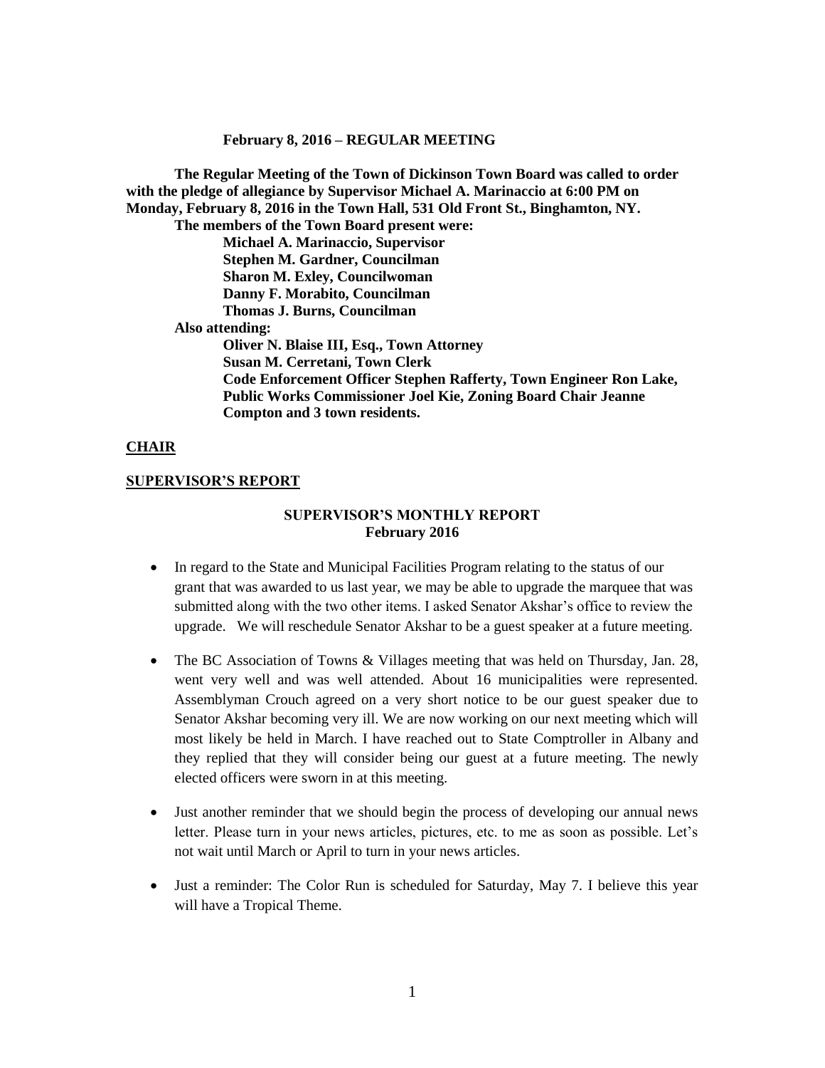**February 8, 2016 – REGULAR MEETING**

**The Regular Meeting of the Town of Dickinson Town Board was called to order with the pledge of allegiance by Supervisor Michael A. Marinaccio at 6:00 PM on Monday, February 8, 2016 in the Town Hall, 531 Old Front St., Binghamton, NY.**

**The members of the Town Board present were:**

**Michael A. Marinaccio, Supervisor**
**Stephen M. Gardner, Councilman**
**Sharon M. Exley, Councilwoman**
**Danny F. Morabito, Councilman**
**Thomas J. Burns, Councilman**

**Also attending:**

**Oliver N. Blaise III, Esq., Town Attorney**
**Susan M. Cerretani, Town Clerk**
**Code Enforcement Officer Stephen Rafferty, Town Engineer Ron Lake, Public Works Commissioner Joel Kie, Zoning Board Chair Jeanne Compton and 3 town residents.**

## CHAIR

## SUPERVISOR'S REPORT

### SUPERVISOR'S MONTHLY REPORT
### February 2016

- In regard to the State and Municipal Facilities Program relating to the status of our grant that was awarded to us last year, we may be able to upgrade the marquee that was submitted along with the two other items. I asked Senator Akshar's office to review the upgrade. We will reschedule Senator Akshar to be a guest speaker at a future meeting.
- The BC Association of Towns & Villages meeting that was held on Thursday, Jan. 28, went very well and was well attended. About 16 municipalities were represented. Assemblyman Crouch agreed on a very short notice to be our guest speaker due to Senator Akshar becoming very ill. We are now working on our next meeting which will most likely be held in March. I have reached out to State Comptroller in Albany and they replied that they will consider being our guest at a future meeting. The newly elected officers were sworn in at this meeting.
- Just another reminder that we should begin the process of developing our annual news letter. Please turn in your news articles, pictures, etc. to me as soon as possible. Let's not wait until March or April to turn in your news articles.
- Just a reminder: The Color Run is scheduled for Saturday, May 7. I believe this year will have a Tropical Theme.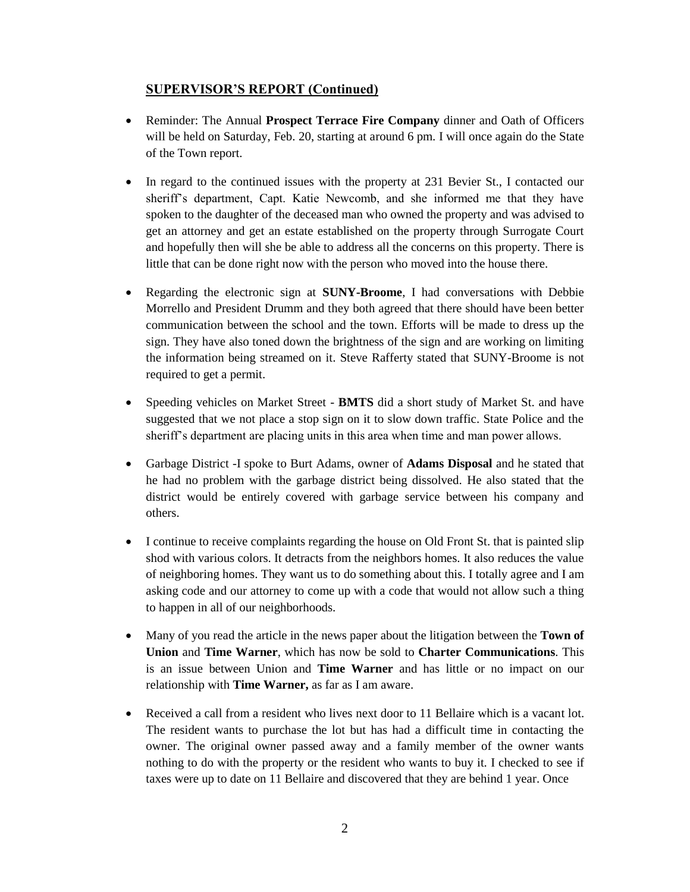## SUPERVISOR'S REPORT (Continued)

- Reminder: The Annual **Prospect Terrace Fire Company** dinner and Oath of Officers will be held on Saturday, Feb. 20, starting at around 6 pm. I will once again do the State of the Town report.
- In regard to the continued issues with the property at 231 Bevier St., I contacted our sheriff's department, Capt. Katie Newcomb, and she informed me that they have spoken to the daughter of the deceased man who owned the property and was advised to get an attorney and get an estate established on the property through Surrogate Court and hopefully then will she be able to address all the concerns on this property. There is little that can be done right now with the person who moved into the house there.
- Regarding the electronic sign at **SUNY-Broome**, I had conversations with Debbie Morrello and President Drumm and they both agreed that there should have been better communication between the school and the town. Efforts will be made to dress up the sign. They have also toned down the brightness of the sign and are working on limiting the information being streamed on it. Steve Rafferty stated that SUNY-Broome is not required to get a permit.
- Speeding vehicles on Market Street - **BMTS** did a short study of Market St. and have suggested that we not place a stop sign on it to slow down traffic. State Police and the sheriff's department are placing units in this area when time and man power allows.
- Garbage District -I spoke to Burt Adams, owner of **Adams Disposal** and he stated that he had no problem with the garbage district being dissolved. He also stated that the district would be entirely covered with garbage service between his company and others.
- I continue to receive complaints regarding the house on Old Front St. that is painted slip shod with various colors. It detracts from the neighbors homes. It also reduces the value of neighboring homes. They want us to do something about this. I totally agree and I am asking code and our attorney to come up with a code that would not allow such a thing to happen in all of our neighborhoods.
- Many of you read the article in the news paper about the litigation between the **Town of Union** and **Time Warner**, which has now be sold to **Charter Communications**. This is an issue between Union and **Time Warner** and has little or no impact on our relationship with **Time Warner,** as far as I am aware.
- Received a call from a resident who lives next door to 11 Bellaire which is a vacant lot. The resident wants to purchase the lot but has had a difficult time in contacting the owner. The original owner passed away and a family member of the owner wants nothing to do with the property or the resident who wants to buy it. I checked to see if taxes were up to date on 11 Bellaire and discovered that they are behind 1 year. Once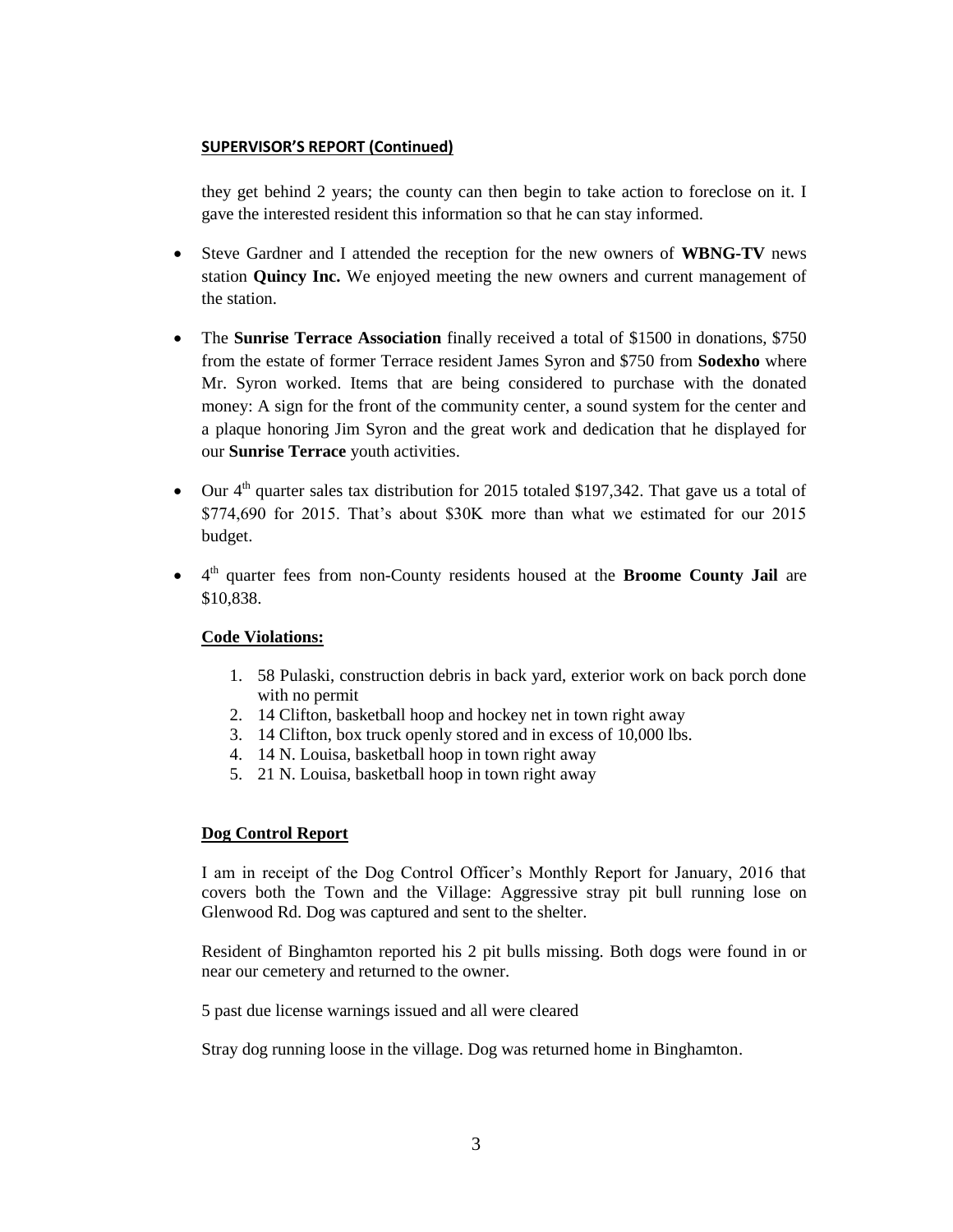**SUPERVISOR'S REPORT (Continued)**

they get behind 2 years; the county can then begin to take action to foreclose on it. I gave the interested resident this information so that he can stay informed.

- Steve Gardner and I attended the reception for the new owners of **WBNG-TV** news station **Quincy Inc.** We enjoyed meeting the new owners and current management of the station.
- The **Sunrise Terrace Association** finally received a total of $1500 in donations, $750 from the estate of former Terrace resident James Syron and $750 from **Sodexho** where Mr. Syron worked. Items that are being considered to purchase with the donated money: A sign for the front of the community center, a sound system for the center and a plaque honoring Jim Syron and the great work and dedication that he displayed for our **Sunrise Terrace** youth activities.
- Our 4th quarter sales tax distribution for 2015 totaled $197,342. That gave us a total of $774,690 for 2015. That's about $30K more than what we estimated for our 2015 budget.
- 4th quarter fees from non-County residents housed at the **Broome County Jail** are $10,838.

**Code Violations:**

1. 58 Pulaski, construction debris in back yard, exterior work on back porch done with no permit
2. 14 Clifton, basketball hoop and hockey net in town right away
3. 14 Clifton, box truck openly stored and in excess of 10,000 lbs.
4. 14 N. Louisa, basketball hoop in town right away
5. 21 N. Louisa, basketball hoop in town right away

**Dog Control Report**

I am in receipt of the Dog Control Officer's Monthly Report for January, 2016 that covers both the Town and the Village: Aggressive stray pit bull running lose on Glenwood Rd. Dog was captured and sent to the shelter.

Resident of Binghamton reported his 2 pit bulls missing. Both dogs were found in or near our cemetery and returned to the owner.

5 past due license warnings issued and all were cleared

Stray dog running loose in the village. Dog was returned home in Binghamton.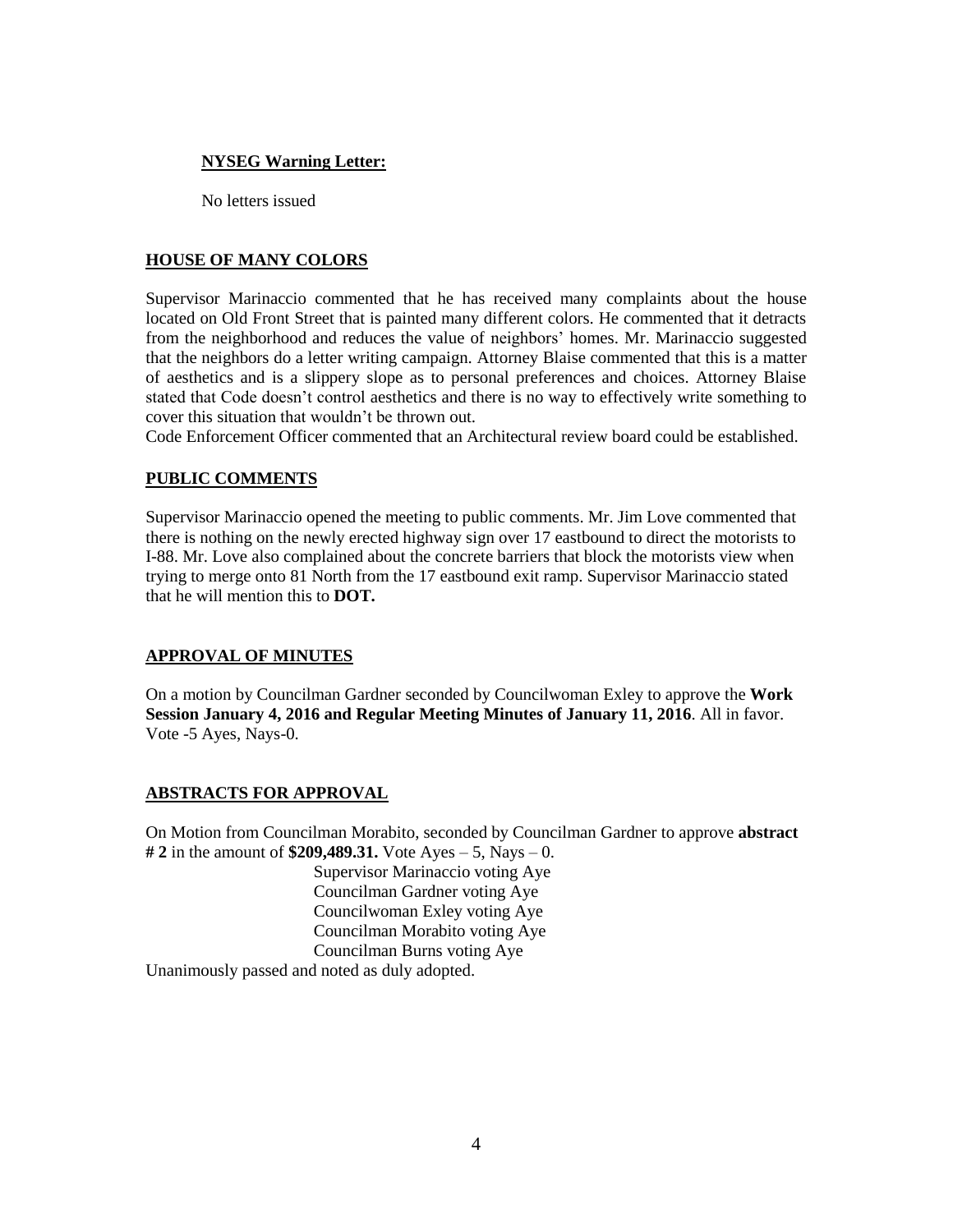**NYSEG Warning Letter:**

No letters issued

## HOUSE OF MANY COLORS

Supervisor Marinaccio commented that he has received many complaints about the house located on Old Front Street that is painted many different colors. He commented that it detracts from the neighborhood and reduces the value of neighbors' homes. Mr. Marinaccio suggested that the neighbors do a letter writing campaign. Attorney Blaise commented that this is a matter of aesthetics and is a slippery slope as to personal preferences and choices. Attorney Blaise stated that Code doesn't control aesthetics and there is no way to effectively write something to cover this situation that wouldn't be thrown out.

Code Enforcement Officer commented that an Architectural review board could be established.

## PUBLIC COMMENTS

Supervisor Marinaccio opened the meeting to public comments. Mr. Jim Love commented that there is nothing on the newly erected highway sign over 17 eastbound to direct the motorists to I-88. Mr. Love also complained about the concrete barriers that block the motorists view when trying to merge onto 81 North from the 17 eastbound exit ramp. Supervisor Marinaccio stated that he will mention this to **DOT.**

## APPROVAL OF MINUTES

On a motion by Councilman Gardner seconded by Councilwoman Exley to approve the **Work Session January 4, 2016 and Regular Meeting Minutes of January 11, 2016**. All in favor. Vote -5 Ayes, Nays-0.

## ABSTRACTS FOR APPROVAL

On Motion from Councilman Morabito, seconded by Councilman Gardner to approve **abstract # 2** in the amount of **$209,489.31.** Vote Ayes – 5, Nays – 0.

Supervisor Marinaccio voting Aye
Councilman Gardner voting Aye
Councilwoman Exley voting Aye
Councilman Morabito voting Aye
Councilman Burns voting Aye

Unanimously passed and noted as duly adopted.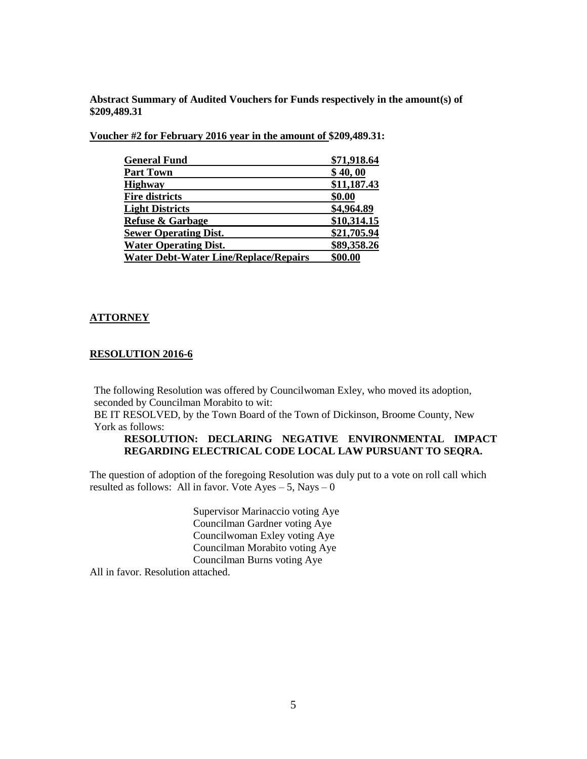**Abstract Summary of Audited Vouchers for Funds respectively in the amount(s) of $209,489.31**

**Voucher #2 for February 2016 year in the amount of $209,489.31:**

| | |
|---|---|
| **General Fund** | **$71,918.64** |
| **Part Town** | **$ 40, 00** |
| **Highway** | **$11,187.43** |
| **Fire districts** | **$0.00** |
| **Light Districts** | **$4,964.89** |
| **Refuse & Garbage** | **$10,314.15** |
| **Sewer Operating Dist.** | **$21,705.94** |
| **Water Operating Dist.** | **$89,358.26** |
| **Water Debt-Water Line/Replace/Repairs** | **$00.00** |

**ATTORNEY**

**RESOLUTION 2016-6**

The following Resolution was offered by Councilwoman Exley, who moved its adoption, seconded by Councilman Morabito to wit:
BE IT RESOLVED, by the Town Board of the Town of Dickinson, Broome County, New York as follows:

**RESOLUTION: DECLARING NEGATIVE ENVIRONMENTAL IMPACT REGARDING ELECTRICAL CODE LOCAL LAW PURSUANT TO SEQRA.**

The question of adoption of the foregoing Resolution was duly put to a vote on roll call which resulted as follows: All in favor. Vote Ayes – 5, Nays – 0

Supervisor Marinaccio voting Aye
Councilman Gardner voting Aye
Councilwoman Exley voting Aye
Councilman Morabito voting Aye
Councilman Burns voting Aye

All in favor. Resolution attached.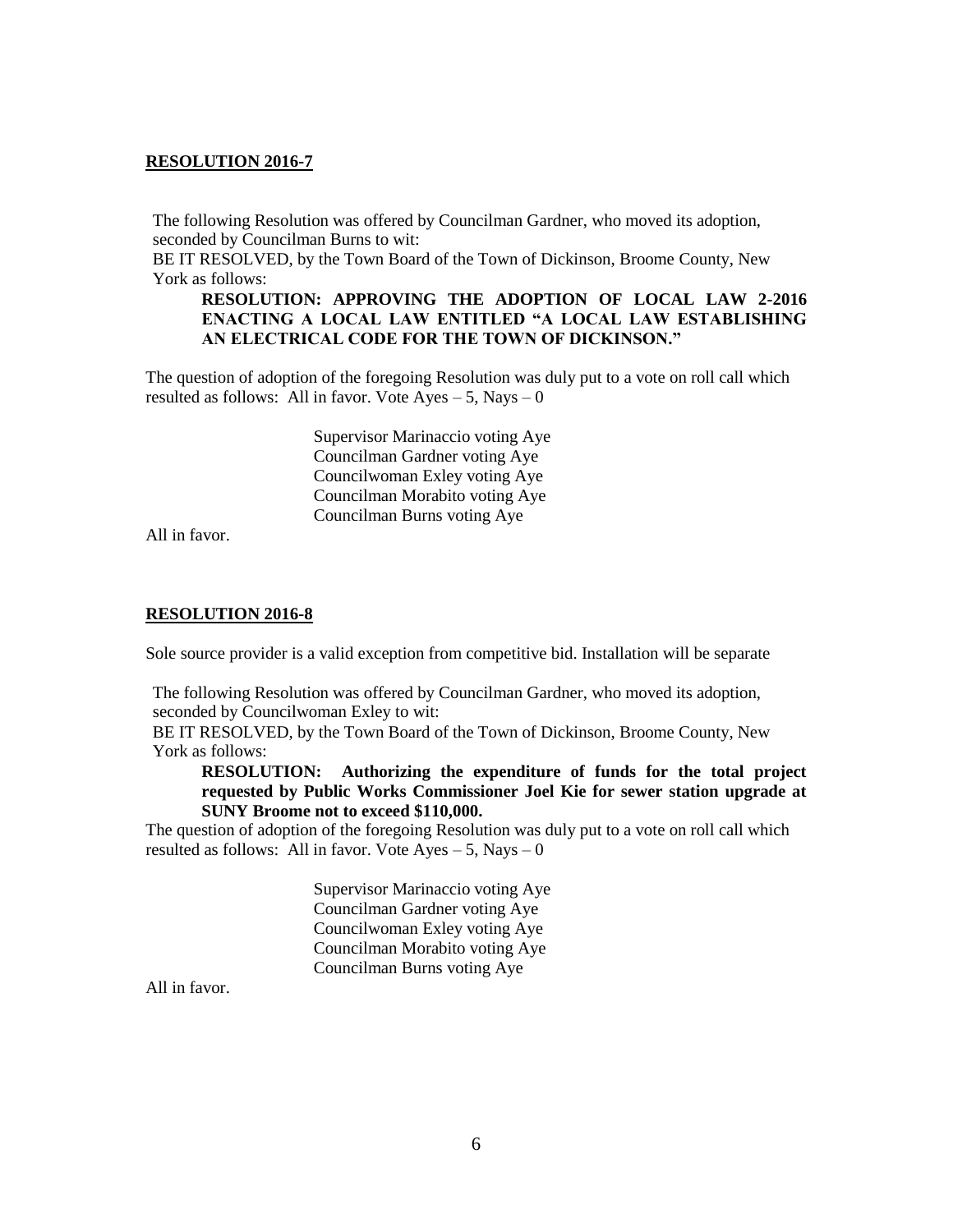**RESOLUTION 2016-7**

The following Resolution was offered by Councilman Gardner, who moved its adoption, seconded by Councilman Burns to wit:
BE IT RESOLVED, by the Town Board of the Town of Dickinson, Broome County, New York as follows:

> **RESOLUTION: APPROVING THE ADOPTION OF LOCAL LAW 2-2016 ENACTING A LOCAL LAW ENTITLED "A LOCAL LAW ESTABLISHING AN ELECTRICAL CODE FOR THE TOWN OF DICKINSON."**

The question of adoption of the foregoing Resolution was duly put to a vote on roll call which resulted as follows: All in favor. Vote Ayes – 5, Nays – 0

Supervisor Marinaccio voting Aye
Councilman Gardner voting Aye
Councilwoman Exley voting Aye
Councilman Morabito voting Aye
Councilman Burns voting Aye

All in favor.

**RESOLUTION 2016-8**

Sole source provider is a valid exception from competitive bid. Installation will be separate

The following Resolution was offered by Councilman Gardner, who moved its adoption, seconded by Councilwoman Exley to wit:
BE IT RESOLVED, by the Town Board of the Town of Dickinson, Broome County, New York as follows:

> **RESOLUTION: Authorizing the expenditure of funds for the total project requested by Public Works Commissioner Joel Kie for sewer station upgrade at SUNY Broome not to exceed $110,000.**

The question of adoption of the foregoing Resolution was duly put to a vote on roll call which resulted as follows: All in favor. Vote Ayes – 5, Nays – 0

Supervisor Marinaccio voting Aye
Councilman Gardner voting Aye
Councilwoman Exley voting Aye
Councilman Morabito voting Aye
Councilman Burns voting Aye

All in favor.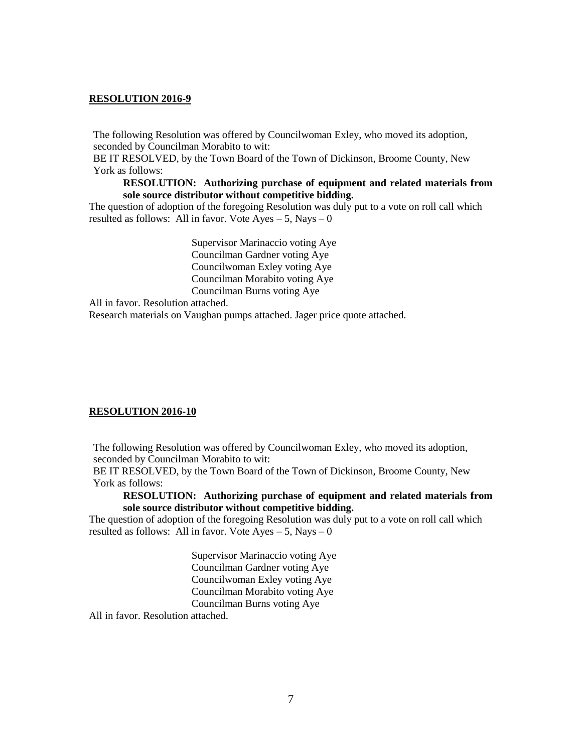**RESOLUTION 2016-9**

The following Resolution was offered by Councilwoman Exley, who moved its adoption, seconded by Councilman Morabito to wit:

BE IT RESOLVED, by the Town Board of the Town of Dickinson, Broome County, New York as follows:

> **RESOLUTION: Authorizing purchase of equipment and related materials from sole source distributor without competitive bidding.**

The question of adoption of the foregoing Resolution was duly put to a vote on roll call which resulted as follows: All in favor. Vote Ayes – 5, Nays – 0

Supervisor Marinaccio voting Aye
Councilman Gardner voting Aye
Councilwoman Exley voting Aye
Councilman Morabito voting Aye
Councilman Burns voting Aye

All in favor. Resolution attached.

Research materials on Vaughan pumps attached. Jager price quote attached.

**RESOLUTION 2016-10**

The following Resolution was offered by Councilwoman Exley, who moved its adoption, seconded by Councilman Morabito to wit:

BE IT RESOLVED, by the Town Board of the Town of Dickinson, Broome County, New York as follows:

> **RESOLUTION: Authorizing purchase of equipment and related materials from sole source distributor without competitive bidding.**

The question of adoption of the foregoing Resolution was duly put to a vote on roll call which resulted as follows: All in favor. Vote Ayes – 5, Nays – 0

Supervisor Marinaccio voting Aye
Councilman Gardner voting Aye
Councilwoman Exley voting Aye
Councilman Morabito voting Aye
Councilman Burns voting Aye

All in favor. Resolution attached.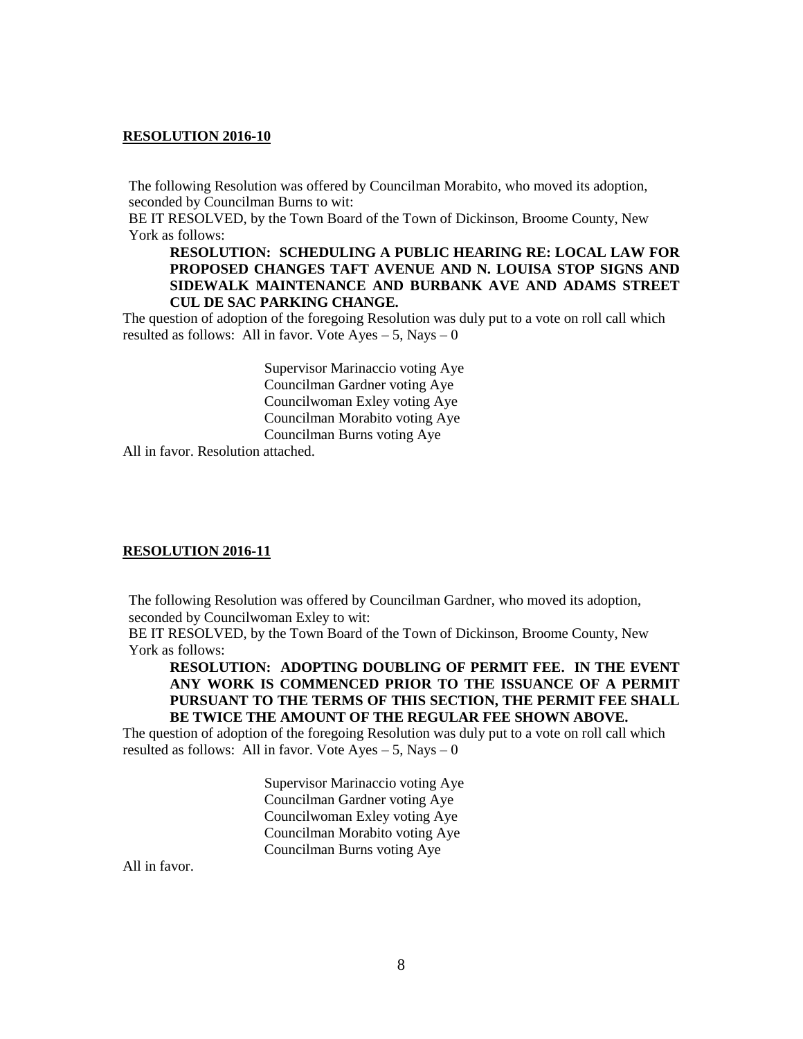**RESOLUTION 2016-10**

The following Resolution was offered by Councilman Morabito, who moved its adoption, seconded by Councilman Burns to wit:

BE IT RESOLVED, by the Town Board of the Town of Dickinson, Broome County, New York as follows:

**RESOLUTION: SCHEDULING A PUBLIC HEARING RE: LOCAL LAW FOR PROPOSED CHANGES TAFT AVENUE AND N. LOUISA STOP SIGNS AND SIDEWALK MAINTENANCE AND BURBANK AVE AND ADAMS STREET CUL DE SAC PARKING CHANGE.**

The question of adoption of the foregoing Resolution was duly put to a vote on roll call which resulted as follows: All in favor. Vote Ayes – 5, Nays – 0

Supervisor Marinaccio voting Aye
Councilman Gardner voting Aye
Councilwoman Exley voting Aye
Councilman Morabito voting Aye
Councilman Burns voting Aye

All in favor. Resolution attached.

**RESOLUTION 2016-11**

The following Resolution was offered by Councilman Gardner, who moved its adoption, seconded by Councilwoman Exley to wit:

BE IT RESOLVED, by the Town Board of the Town of Dickinson, Broome County, New York as follows:

**RESOLUTION: ADOPTING DOUBLING OF PERMIT FEE. IN THE EVENT ANY WORK IS COMMENCED PRIOR TO THE ISSUANCE OF A PERMIT PURSUANT TO THE TERMS OF THIS SECTION, THE PERMIT FEE SHALL BE TWICE THE AMOUNT OF THE REGULAR FEE SHOWN ABOVE.**

The question of adoption of the foregoing Resolution was duly put to a vote on roll call which resulted as follows: All in favor. Vote Ayes – 5, Nays – 0

Supervisor Marinaccio voting Aye
Councilman Gardner voting Aye
Councilwoman Exley voting Aye
Councilman Morabito voting Aye
Councilman Burns voting Aye

All in favor.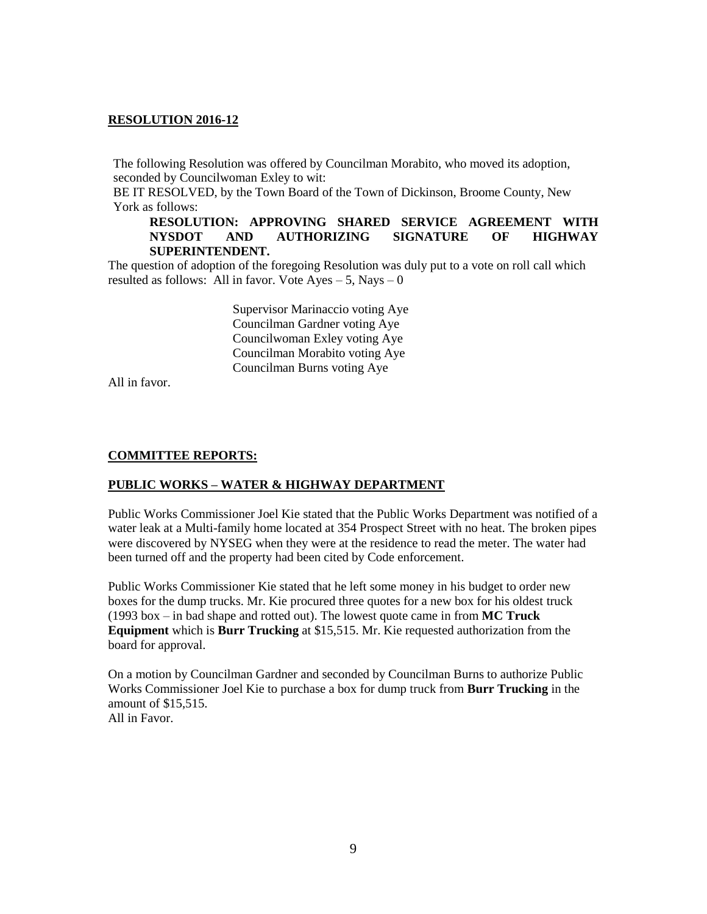**RESOLUTION 2016-12**

The following Resolution was offered by Councilman Morabito, who moved its adoption, seconded by Councilwoman Exley to wit:

BE IT RESOLVED, by the Town Board of the Town of Dickinson, Broome County, New York as follows:

**RESOLUTION: APPROVING SHARED SERVICE AGREEMENT WITH NYSDOT AND AUTHORIZING SIGNATURE OF HIGHWAY SUPERINTENDENT.**

The question of adoption of the foregoing Resolution was duly put to a vote on roll call which resulted as follows: All in favor. Vote Ayes – 5, Nays – 0

Supervisor Marinaccio voting Aye
Councilman Gardner voting Aye
Councilwoman Exley voting Aye
Councilman Morabito voting Aye
Councilman Burns voting Aye

All in favor.

**COMMITTEE REPORTS:**

**PUBLIC WORKS – WATER & HIGHWAY DEPARTMENT**

Public Works Commissioner Joel Kie stated that the Public Works Department was notified of a water leak at a Multi-family home located at 354 Prospect Street with no heat. The broken pipes were discovered by NYSEG when they were at the residence to read the meter. The water had been turned off and the property had been cited by Code enforcement.

Public Works Commissioner Kie stated that he left some money in his budget to order new boxes for the dump trucks. Mr. Kie procured three quotes for a new box for his oldest truck (1993 box – in bad shape and rotted out). The lowest quote came in from **MC Truck Equipment** which is **Burr Trucking** at $15,515. Mr. Kie requested authorization from the board for approval.

On a motion by Councilman Gardner and seconded by Councilman Burns to authorize Public Works Commissioner Joel Kie to purchase a box for dump truck from **Burr Trucking** in the amount of $15,515.
All in Favor.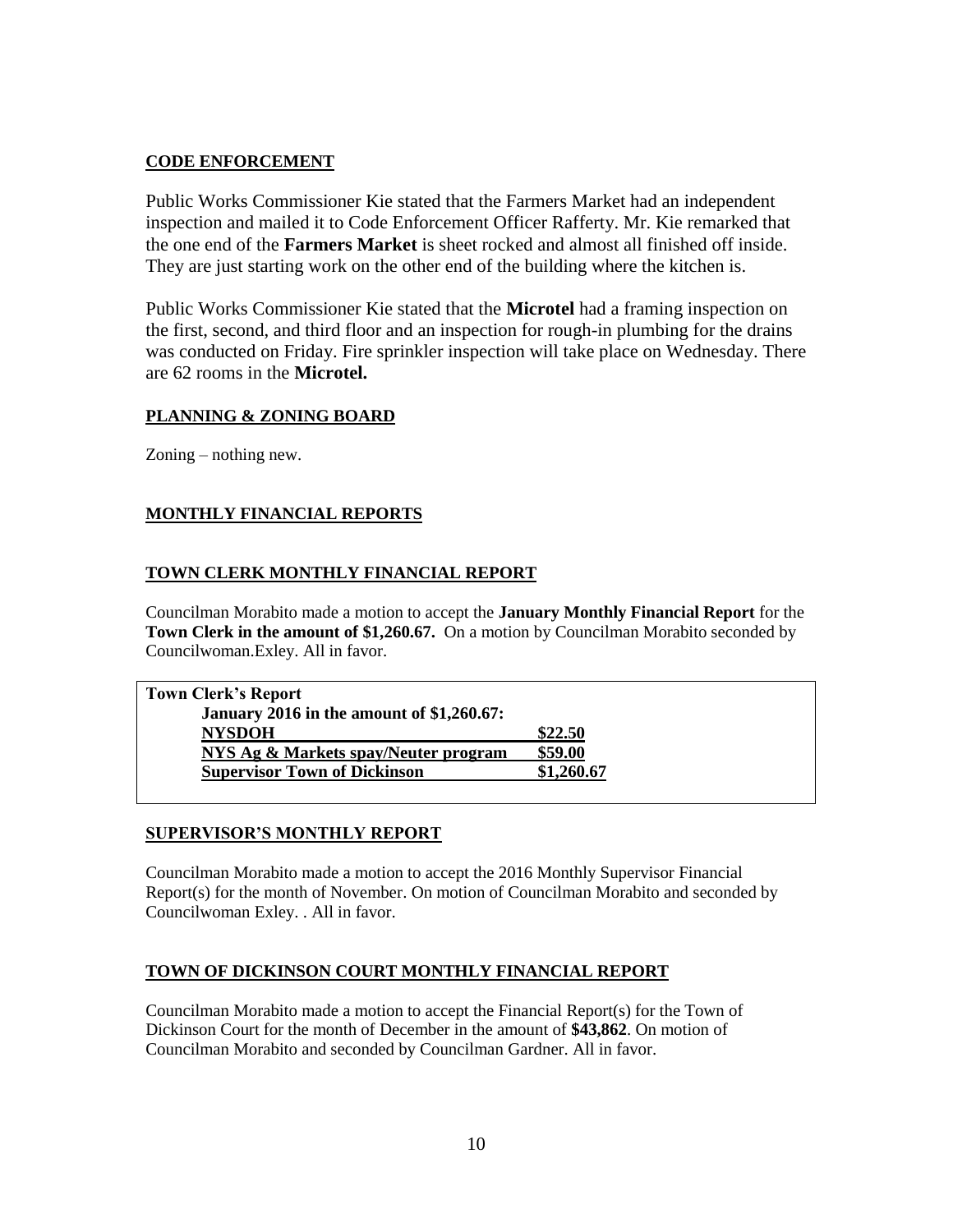**CODE ENFORCEMENT**

Public Works Commissioner Kie stated that the Farmers Market had an independent inspection and mailed it to Code Enforcement Officer Rafferty. Mr. Kie remarked that the one end of the **Farmers Market** is sheet rocked and almost all finished off inside. They are just starting work on the other end of the building where the kitchen is.

Public Works Commissioner Kie stated that the **Microtel** had a framing inspection on the first, second, and third floor and an inspection for rough-in plumbing for the drains was conducted on Friday. Fire sprinkler inspection will take place on Wednesday. There are 62 rooms in the **Microtel.**

**PLANNING & ZONING BOARD**

Zoning – nothing new.

**MONTHLY FINANCIAL REPORTS**

**TOWN CLERK MONTHLY FINANCIAL REPORT**

Councilman Morabito made a motion to accept the **January Monthly Financial Report** for the **Town Clerk in the amount of $1,260.67.** On a motion by Councilman Morabito seconded by Councilwoman.Exley. All in favor.

| **Town Clerk's Report** | |
|---|---|
| **January 2016 in the amount of $1,260.67:** | |
| **NYSDOH** | **$22.50** |
| **NYS Ag & Markets spay/Neuter program** | **$59.00** |
| **Supervisor Town of Dickinson** | **$1,260.67** |

**SUPERVISOR'S MONTHLY REPORT**

Councilman Morabito made a motion to accept the 2016 Monthly Supervisor Financial Report(s) for the month of November. On motion of Councilman Morabito and seconded by Councilwoman Exley. . All in favor.

**TOWN OF DICKINSON COURT MONTHLY FINANCIAL REPORT**

Councilman Morabito made a motion to accept the Financial Report(s) for the Town of Dickinson Court for the month of December in the amount of **$43,862**. On motion of Councilman Morabito and seconded by Councilman Gardner. All in favor.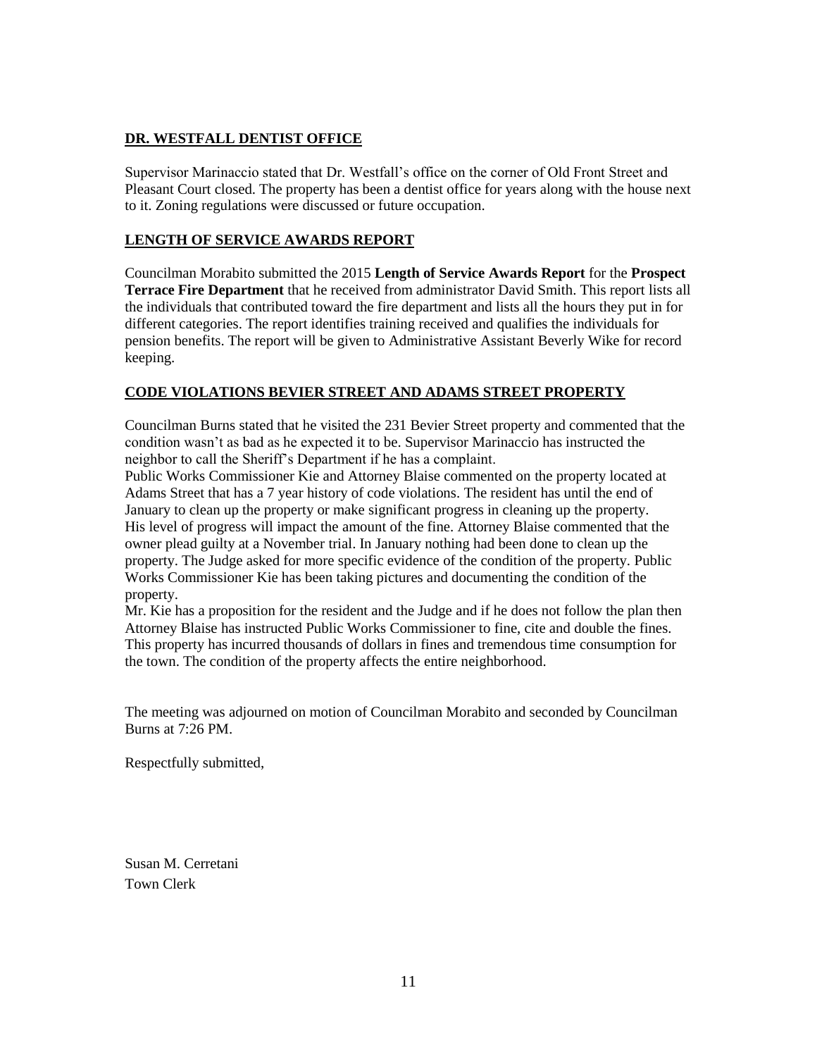## DR. WESTFALL DENTIST OFFICE

Supervisor Marinaccio stated that Dr. Westfall's office on the corner of Old Front Street and Pleasant Court closed. The property has been a dentist office for years along with the house next to it. Zoning regulations were discussed or future occupation.

## LENGTH OF SERVICE AWARDS REPORT

Councilman Morabito submitted the 2015 **Length of Service Awards Report** for the **Prospect Terrace Fire Department** that he received from administrator David Smith. This report lists all the individuals that contributed toward the fire department and lists all the hours they put in for different categories. The report identifies training received and qualifies the individuals for pension benefits. The report will be given to Administrative Assistant Beverly Wike for record keeping.

## CODE VIOLATIONS BEVIER STREET AND ADAMS STREET PROPERTY

Councilman Burns stated that he visited the 231 Bevier Street property and commented that the condition wasn't as bad as he expected it to be. Supervisor Marinaccio has instructed the neighbor to call the Sheriff's Department if he has a complaint.

Public Works Commissioner Kie and Attorney Blaise commented on the property located at Adams Street that has a 7 year history of code violations. The resident has until the end of January to clean up the property or make significant progress in cleaning up the property. His level of progress will impact the amount of the fine. Attorney Blaise commented that the owner plead guilty at a November trial. In January nothing had been done to clean up the property. The Judge asked for more specific evidence of the condition of the property. Public Works Commissioner Kie has been taking pictures and documenting the condition of the property.

Mr. Kie has a proposition for the resident and the Judge and if he does not follow the plan then Attorney Blaise has instructed Public Works Commissioner to fine, cite and double the fines. This property has incurred thousands of dollars in fines and tremendous time consumption for the town. The condition of the property affects the entire neighborhood.

The meeting was adjourned on motion of Councilman Morabito and seconded by Councilman Burns at 7:26 PM.

Respectfully submitted,

Susan M. Cerretani
Town Clerk